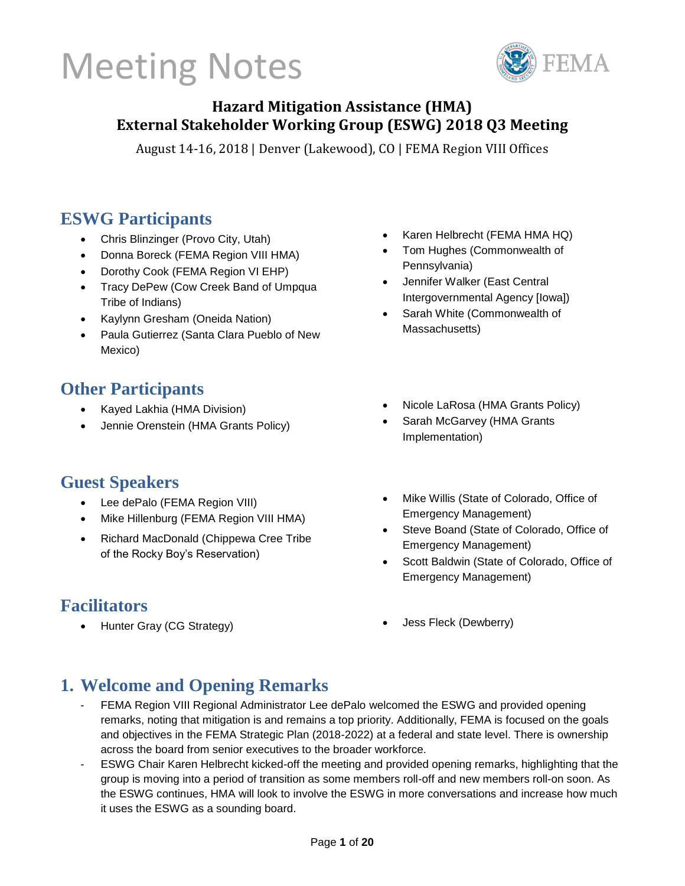# Meeting Notes

## Hazard Mitigation Assistance (HMA) External Stakeholder Working Group (ESWG) 2018 Q3 Meeting

August 14-16, 2018 | Denver (Lakewood), CO | FEMA Region VIII Offices

## ESWG Participants

- Chris Blinzinger (Provo City, Utah)
- Donna Boreck (FEMA Region VIII HMA)
- Dorothy Cook (FEMA Region VI EHP)
- Tracy DePew (Cow Creek Band of Umpqua Tribe of Indians)
- Kaylynn Gresham (Oneida Nation)
- Paula Gutierrez (Santa Clara Pueblo of New Mexico)
- Karen Helbrecht (FEMA HMA HQ)
- Tom Hughes (Commonwealth of Pennsylvania)
- Jennifer Walker (East Central Intergovernmental Agency [Iowa])
- Sarah White (Commonwealth of Massachusetts)

## Other Participants

- Kayed Lakhia (HMA Division)
- Jennie Orenstein (HMA Grants Policy)
- Nicole LaRosa (HMA Grants Policy)
- Sarah McGarvey (HMA Grants Implementation)

## Guest Speakers

- Lee dePalo (FEMA Region VIII)
- Mike Hillenburg (FEMA Region VIII HMA)
- Richard MacDonald (Chippewa Cree Tribe of the Rocky Boy's Reservation)
- Mike Willis (State of Colorado, Office of Emergency Management)
- Steve Board (State of Colorado, Office of Emergency Management)
- Scott Baldwin (State of Colorado, Office of Emergency Management)

## Facilitators

- Hunter Gray (CG Strategy)
- Jess Fleck (Dewberry)

## 1. Welcome and Opening Remarks

- FEMA Region VIII Regional Administrator Lee dePalo welcomed the ESWG and provided opening remarks, noting that mitigation is and remains a top priority. Additionally, FEMA is focused on the goals and objectives in the FEMA Strategic Plan (2018-2022) at a federal and state level. There is ownership across the board from senior executives to the broader workforce.
- ESWG Chair Karen Helbrecht kicked-off the meeting and provided opening remarks, highlighting that the group is moving into a period of transition as some members roll-off and new members roll-on soon. As the ESWG continues, HMA will look to involve the ESWG in more conversations and increase how much it uses the ESWG as a sounding board.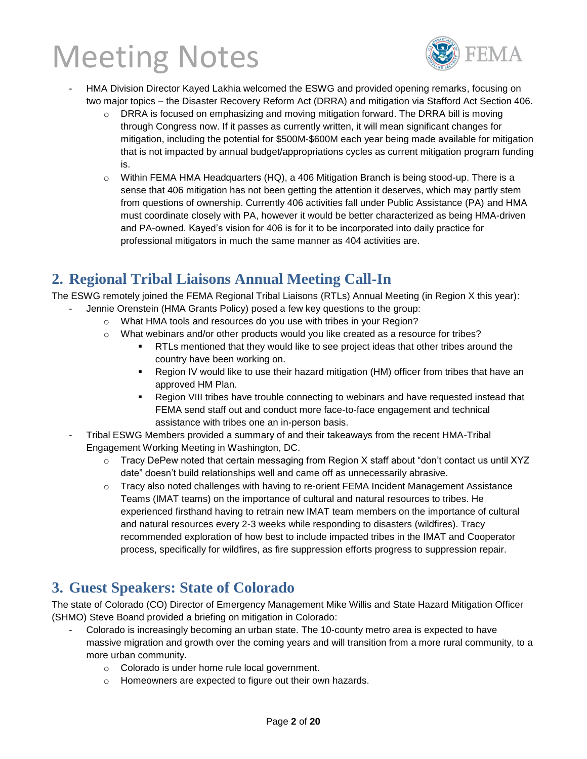- HMA Division Director Kayed Lakhia welcomed the ESWG and provided opening remarks, focusing on two major topics – the Disaster Recovery Reform Act (DRRA) and mitigation via Stafford Act Section 406.
  - DRRA is focused on emphasizing and moving mitigation forward. The DRRA bill is moving through Congress now. If it passes as currently written, it will mean significant changes for mitigation, including the potential for $500M-$600M each year being made available for mitigation that is not impacted by annual budget/appropriations cycles as current mitigation program funding is.
  - Within FEMA HMA Headquarters (HQ), a 406 Mitigation Branch is being stood-up. There is a sense that 406 mitigation has not been getting the attention it deserves, which may partly stem from questions of ownership. Currently 406 activities fall under Public Assistance (PA) and HMA must coordinate closely with PA, however it would be better characterized as being HMA-driven and PA-owned. Kayed's vision for 406 is for it to be incorporated into daily practice for professional mitigators in much the same manner as 404 activities are.

## 2. Regional Tribal Liaisons Annual Meeting Call-In

The ESWG remotely joined the FEMA Regional Tribal Liaisons (RTLs) Annual Meeting (in Region X this year):

- Jennie Orenstein (HMA Grants Policy) posed a few key questions to the group:
  - What HMA tools and resources do you use with tribes in your Region?
  - What webinars and/or other products would you like created as a resource for tribes?
    - RTLs mentioned that they would like to see project ideas that other tribes around the country have been working on.
    - Region IV would like to use their hazard mitigation (HM) officer from tribes that have an approved HM Plan.
    - Region VIII tribes have trouble connecting to webinars and have requested instead that FEMA send staff out and conduct more face-to-face engagement and technical assistance with tribes one an in-person basis.
- Tribal ESWG Members provided a summary of and their takeaways from the recent HMA-Tribal Engagement Working Meeting in Washington, DC.
  - Tracy DePew noted that certain messaging from Region X staff about "don't contact us until XYZ date" doesn't build relationships well and came off as unnecessarily abrasive.
  - Tracy also noted challenges with having to re-orient FEMA Incident Management Assistance Teams (IMAT teams) on the importance of cultural and natural resources to tribes. He experienced firsthand having to retrain new IMAT team members on the importance of cultural and natural resources every 2-3 weeks while responding to disasters (wildfires). Tracy recommended exploration of how best to include impacted tribes in the IMAT and Cooperator process, specifically for wildfires, as fire suppression efforts progress to suppression repair.

## 3. Guest Speakers: State of Colorado

The state of Colorado (CO) Director of Emergency Management Mike Willis and State Hazard Mitigation Officer (SHMO) Steve Boand provided a briefing on mitigation in Colorado:

- Colorado is increasingly becoming an urban state. The 10-county metro area is expected to have massive migration and growth over the coming years and will transition from a more rural community, to a more urban community.
  - Colorado is under home rule local government.
  - Homeowners are expected to figure out their own hazards.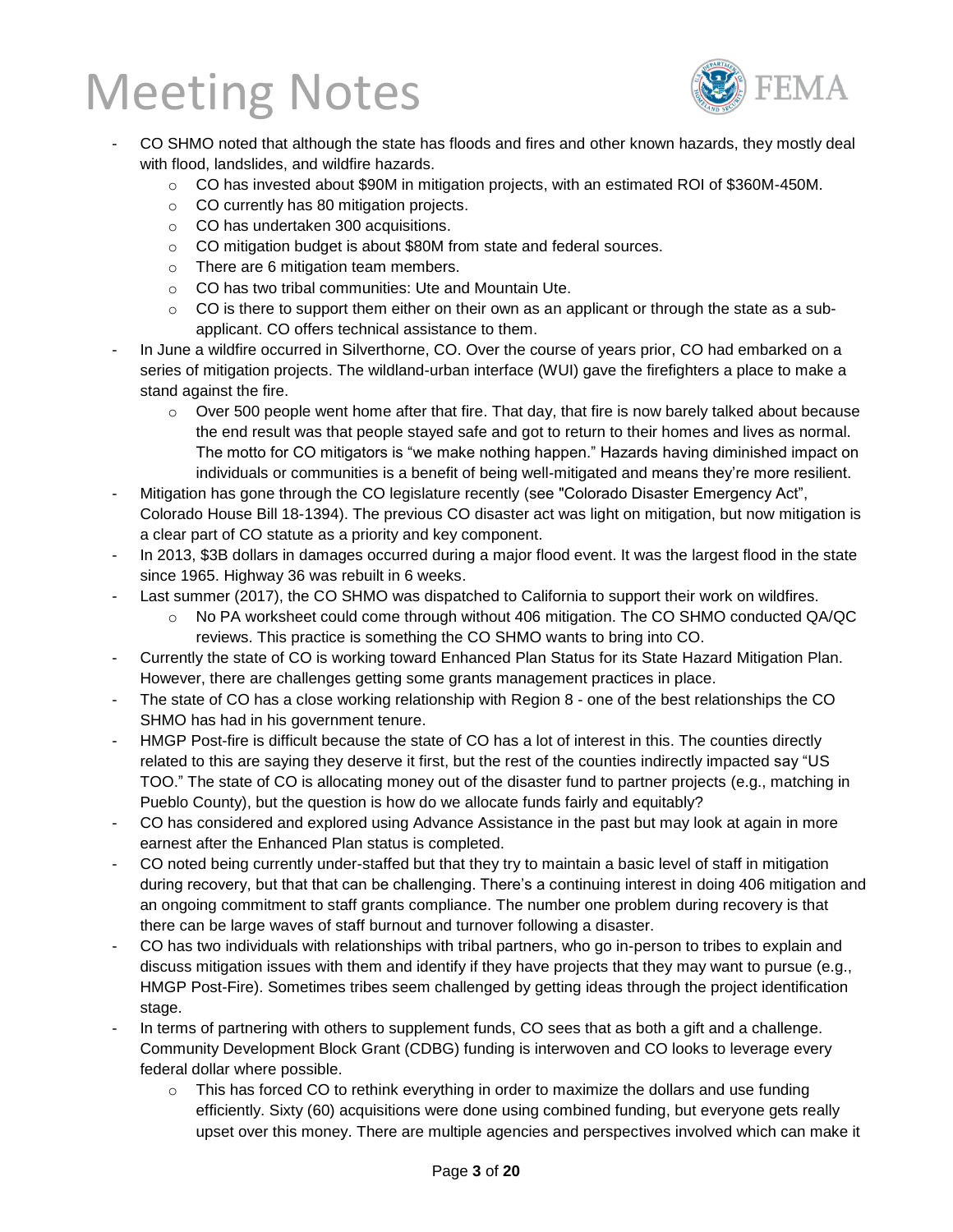- CO SHMO noted that although the state has floods and fires and other known hazards, they mostly deal with flood, landslides, and wildfire hazards.
    - CO has invested about $90M in mitigation projects, with an estimated ROI of $360M-450M.
    - CO currently has 80 mitigation projects.
    - CO has undertaken 300 acquisitions.
    - CO mitigation budget is about $80M from state and federal sources.
    - There are 6 mitigation team members.
    - CO has two tribal communities: Ute and Mountain Ute.
    - CO is there to support them either on their own as an applicant or through the state as a sub-applicant. CO offers technical assistance to them.
- In June a wildfire occurred in Silverthorne, CO. Over the course of years prior, CO had embarked on a series of mitigation projects. The wildland-urban interface (WUI) gave the firefighters a place to make a stand against the fire.
    - Over 500 people went home after that fire. That day, that fire is now barely talked about because the end result was that people stayed safe and got to return to their homes and lives as normal. The motto for CO mitigators is "we make nothing happen." Hazards having diminished impact on individuals or communities is a benefit of being well-mitigated and means they're more resilient.
- Mitigation has gone through the CO legislature recently (see "Colorado Disaster Emergency Act", Colorado House Bill 18-1394). The previous CO disaster act was light on mitigation, but now mitigation is a clear part of CO statute as a priority and key component.
- In 2013, $3B dollars in damages occurred during a major flood event. It was the largest flood in the state since 1965. Highway 36 was rebuilt in 6 weeks.
- Last summer (2017), the CO SHMO was dispatched to California to support their work on wildfires.
    - No PA worksheet could come through without 406 mitigation. The CO SHMO conducted QA/QC reviews. This practice is something the CO SHMO wants to bring into CO.
- Currently the state of CO is working toward Enhanced Plan Status for its State Hazard Mitigation Plan. However, there are challenges getting some grants management practices in place.
- The state of CO has a close working relationship with Region 8 - one of the best relationships the CO SHMO has had in his government tenure.
- HMGP Post-fire is difficult because the state of CO has a lot of interest in this. The counties directly related to this are saying they deserve it first, but the rest of the counties indirectly impacted say "US TOO." The state of CO is allocating money out of the disaster fund to partner projects (e.g., matching in Pueblo County), but the question is how do we allocate funds fairly and equitably?
- CO has considered and explored using Advance Assistance in the past but may look at again in more earnest after the Enhanced Plan status is completed.
- CO noted being currently under-staffed but that they try to maintain a basic level of staff in mitigation during recovery, but that that can be challenging. There's a continuing interest in doing 406 mitigation and an ongoing commitment to staff grants compliance. The number one problem during recovery is that there can be large waves of staff burnout and turnover following a disaster.
- CO has two individuals with relationships with tribal partners, who go in-person to tribes to explain and discuss mitigation issues with them and identify if they have projects that they may want to pursue (e.g., HMGP Post-Fire). Sometimes tribes seem challenged by getting ideas through the project identification stage.
- In terms of partnering with others to supplement funds, CO sees that as both a gift and a challenge. Community Development Block Grant (CDBG) funding is interwoven and CO looks to leverage every federal dollar where possible.
    - This has forced CO to rethink everything in order to maximize the dollars and use funding efficiently. Sixty (60) acquisitions were done using combined funding, but everyone gets really upset over this money. There are multiple agencies and perspectives involved which can make it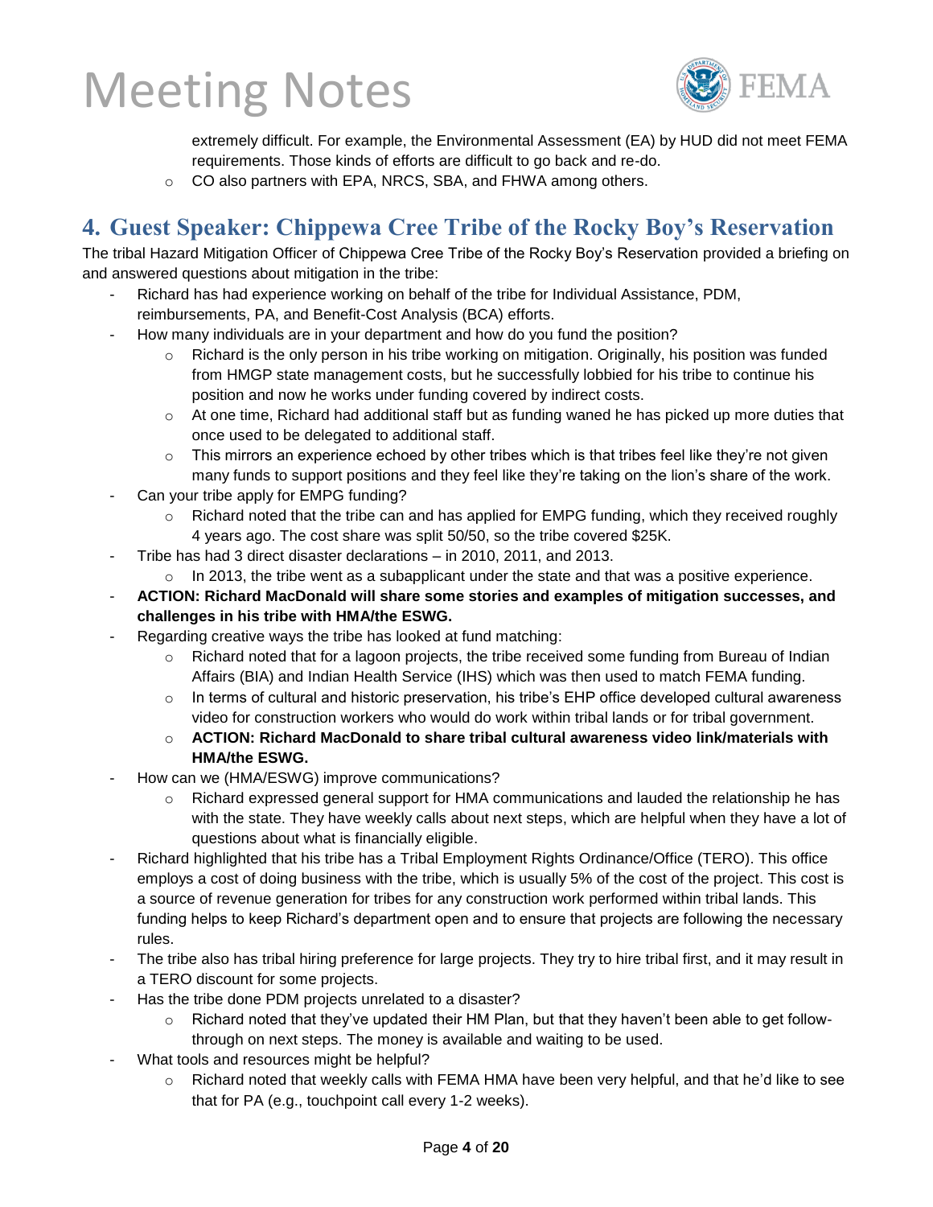extremely difficult. For example, the Environmental Assessment (EA) by HUD did not meet FEMA requirements. Those kinds of efforts are difficult to go back and re-do.
  - CO also partners with EPA, NRCS, SBA, and FHWA among others.

## 4. Guest Speaker: Chippewa Cree Tribe of the Rocky Boy's Reservation

The tribal Hazard Mitigation Officer of Chippewa Cree Tribe of the Rocky Boy's Reservation provided a briefing on and answered questions about mitigation in the tribe:

- Richard has had experience working on behalf of the tribe for Individual Assistance, PDM, reimbursements, PA, and Benefit-Cost Analysis (BCA) efforts.
- How many individuals are in your department and how do you fund the position?
  - Richard is the only person in his tribe working on mitigation. Originally, his position was funded from HMGP state management costs, but he successfully lobbied for his tribe to continue his position and now he works under funding covered by indirect costs.
  - At one time, Richard had additional staff but as funding waned he has picked up more duties that once used to be delegated to additional staff.
  - This mirrors an experience echoed by other tribes which is that tribes feel like they're not given many funds to support positions and they feel like they're taking on the lion's share of the work.
- Can your tribe apply for EMPG funding?
  - Richard noted that the tribe can and has applied for EMPG funding, which they received roughly 4 years ago. The cost share was split 50/50, so the tribe covered $25K.
- Tribe has had 3 direct disaster declarations – in 2010, 2011, and 2013.
  - In 2013, the tribe went as a subapplicant under the state and that was a positive experience.
- **ACTION: Richard MacDonald will share some stories and examples of mitigation successes, and challenges in his tribe with HMA/the ESWG.**
- Regarding creative ways the tribe has looked at fund matching:
  - Richard noted that for a lagoon projects, the tribe received some funding from Bureau of Indian Affairs (BIA) and Indian Health Service (IHS) which was then used to match FEMA funding.
  - In terms of cultural and historic preservation, his tribe's EHP office developed cultural awareness video for construction workers who would do work within tribal lands or for tribal government.
  - **ACTION: Richard MacDonald to share tribal cultural awareness video link/materials with HMA/the ESWG.**
- How can we (HMA/ESWG) improve communications?
  - Richard expressed general support for HMA communications and lauded the relationship he has with the state. They have weekly calls about next steps, which are helpful when they have a lot of questions about what is financially eligible.
- Richard highlighted that his tribe has a Tribal Employment Rights Ordinance/Office (TERO). This office employs a cost of doing business with the tribe, which is usually 5% of the cost of the project. This cost is a source of revenue generation for tribes for any construction work performed within tribal lands. This funding helps to keep Richard's department open and to ensure that projects are following the necessary rules.
- The tribe also has tribal hiring preference for large projects. They try to hire tribal first, and it may result in a TERO discount for some projects.
- Has the tribe done PDM projects unrelated to a disaster?
  - Richard noted that they've updated their HM Plan, but that they haven't been able to get follow-through on next steps. The money is available and waiting to be used.
- What tools and resources might be helpful?
  - Richard noted that weekly calls with FEMA HMA have been very helpful, and that he'd like to see that for PA (e.g., touchpoint call every 1-2 weeks).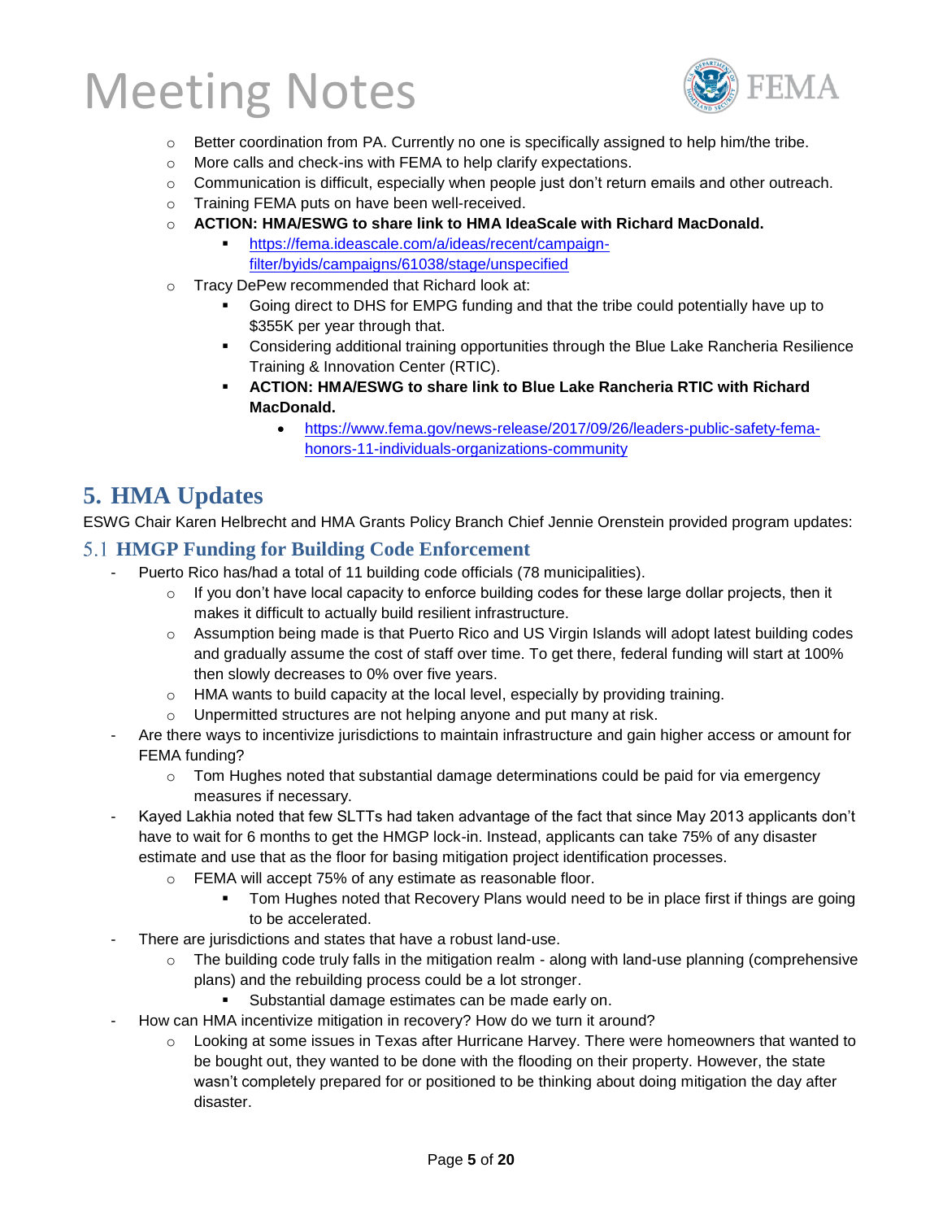- Better coordination from PA. Currently no one is specifically assigned to help him/the tribe.
- More calls and check-ins with FEMA to help clarify expectations.
- Communication is difficult, especially when people just don't return emails and other outreach.
- Training FEMA puts on have been well-received.
- **ACTION: HMA/ESWG to share link to HMA IdeaScale with Richard MacDonald.**
  - https://fema.ideascale.com/a/ideas/recent/campaign-filter/byids/campaigns/61038/stage/unspecified
- Tracy DePew recommended that Richard look at:
  - Going direct to DHS for EMPG funding and that the tribe could potentially have up to $355K per year through that.
  - Considering additional training opportunities through the Blue Lake Rancheria Resilience Training & Innovation Center (RTIC).
  - **ACTION: HMA/ESWG to share link to Blue Lake Rancheria RTIC with Richard MacDonald.**
    - https://www.fema.gov/news-release/2017/09/26/leaders-public-safety-fema-honors-11-individuals-organizations-community

## 5. HMA Updates

ESWG Chair Karen Helbrecht and HMA Grants Policy Branch Chief Jennie Orenstein provided program updates:

### 5.1 HMGP Funding for Building Code Enforcement

- Puerto Rico has/had a total of 11 building code officials (78 municipalities).
  - If you don't have local capacity to enforce building codes for these large dollar projects, then it makes it difficult to actually build resilient infrastructure.
  - Assumption being made is that Puerto Rico and US Virgin Islands will adopt latest building codes and gradually assume the cost of staff over time. To get there, federal funding will start at 100% then slowly decreases to 0% over five years.
  - HMA wants to build capacity at the local level, especially by providing training.
  - Unpermitted structures are not helping anyone and put many at risk.
- Are there ways to incentivize jurisdictions to maintain infrastructure and gain higher access or amount for FEMA funding?
  - Tom Hughes noted that substantial damage determinations could be paid for via emergency measures if necessary.
- Kayed Lakhia noted that few SLTTs had taken advantage of the fact that since May 2013 applicants don't have to wait for 6 months to get the HMGP lock-in. Instead, applicants can take 75% of any disaster estimate and use that as the floor for basing mitigation project identification processes.
  - FEMA will accept 75% of any estimate as reasonable floor.
    - Tom Hughes noted that Recovery Plans would need to be in place first if things are going to be accelerated.
- There are jurisdictions and states that have a robust land-use.
  - The building code truly falls in the mitigation realm - along with land-use planning (comprehensive plans) and the rebuilding process could be a lot stronger.
    - Substantial damage estimates can be made early on.
- How can HMA incentivize mitigation in recovery? How do we turn it around?
  - Looking at some issues in Texas after Hurricane Harvey. There were homeowners that wanted to be bought out, they wanted to be done with the flooding on their property. However, the state wasn't completely prepared for or positioned to be thinking about doing mitigation the day after disaster.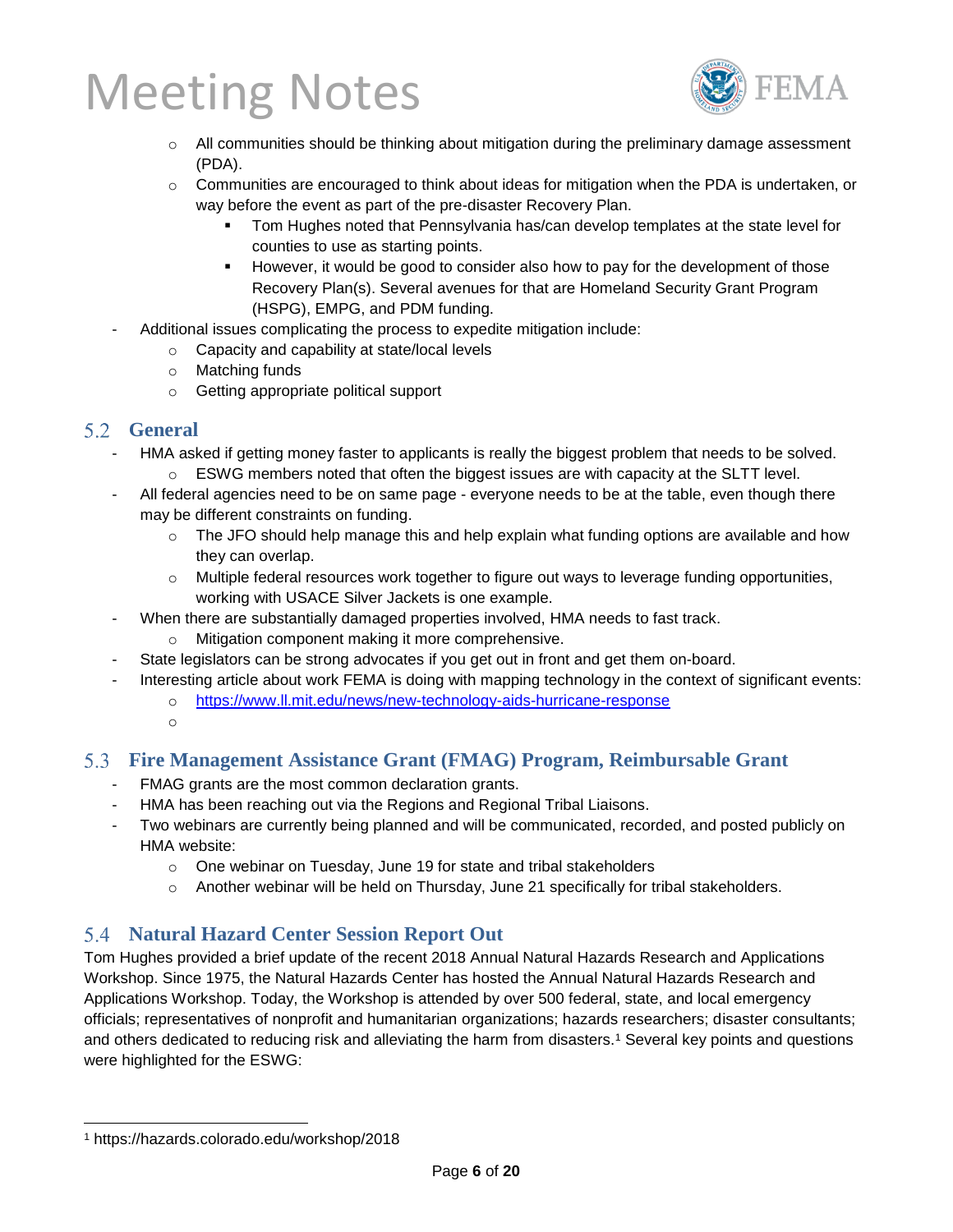- All communities should be thinking about mitigation during the preliminary damage assessment (PDA).
  - Communities are encouraged to think about ideas for mitigation when the PDA is undertaken, or way before the event as part of the pre-disaster Recovery Plan.
    - Tom Hughes noted that Pennsylvania has/can develop templates at the state level for counties to use as starting points.
    - However, it would be good to consider also how to pay for the development of those Recovery Plan(s). Several avenues for that are Homeland Security Grant Program (HSPG), EMPG, and PDM funding.
- Additional issues complicating the process to expedite mitigation include:
  - Capacity and capability at state/local levels
  - Matching funds
  - Getting appropriate political support

## 5.2 General

- HMA asked if getting money faster to applicants is really the biggest problem that needs to be solved.
  - ESWG members noted that often the biggest issues are with capacity at the SLTT level.
- All federal agencies need to be on same page - everyone needs to be at the table, even though there may be different constraints on funding.
  - The JFO should help manage this and help explain what funding options are available and how they can overlap.
  - Multiple federal resources work together to figure out ways to leverage funding opportunities, working with USACE Silver Jackets is one example.
- When there are substantially damaged properties involved, HMA needs to fast track.
  - Mitigation component making it more comprehensive.
- State legislators can be strong advocates if you get out in front and get them on-board.
- Interesting article about work FEMA is doing with mapping technology in the context of significant events:
  - https://www.ll.mit.edu/news/new-technology-aids-hurricane-response

## 5.3 Fire Management Assistance Grant (FMAG) Program, Reimbursable Grant

- FMAG grants are the most common declaration grants.
- HMA has been reaching out via the Regions and Regional Tribal Liaisons.
- Two webinars are currently being planned and will be communicated, recorded, and posted publicly on HMA website:
  - One webinar on Tuesday, June 19 for state and tribal stakeholders
  - Another webinar will be held on Thursday, June 21 specifically for tribal stakeholders.

## 5.4 Natural Hazard Center Session Report Out

Tom Hughes provided a brief update of the recent 2018 Annual Natural Hazards Research and Applications Workshop. Since 1975, the Natural Hazards Center has hosted the Annual Natural Hazards Research and Applications Workshop. Today, the Workshop is attended by over 500 federal, state, and local emergency officials; representatives of nonprofit and humanitarian organizations; hazards researchers; disaster consultants; and others dedicated to reducing risk and alleviating the harm from disasters.[1] Several key points and questions were highlighted for the ESWG:

[1] https://hazards.colorado.edu/workshop/2018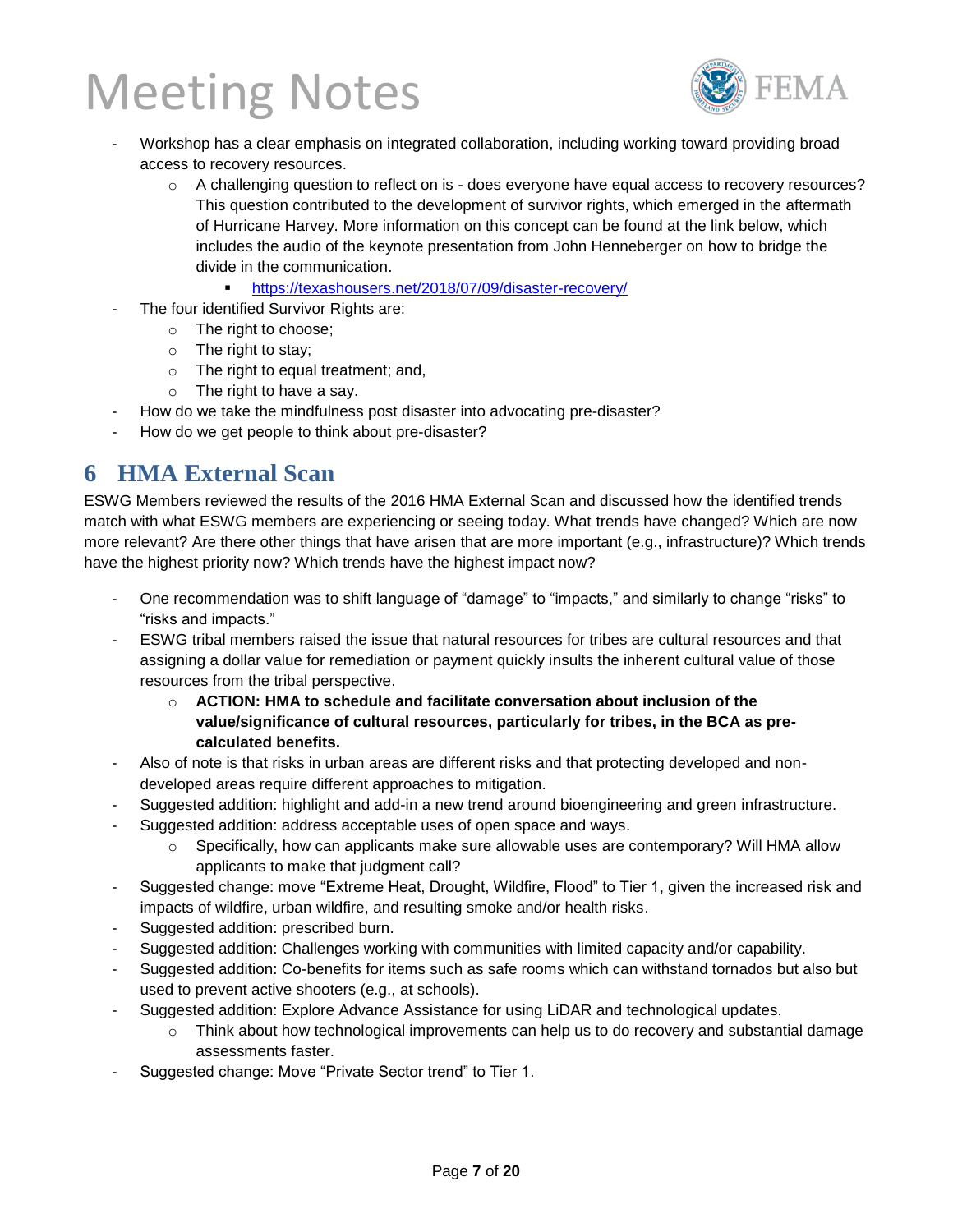- Workshop has a clear emphasis on integrated collaboration, including working toward providing broad access to recovery resources.
    - A challenging question to reflect on is - does everyone have equal access to recovery resources? This question contributed to the development of survivor rights, which emerged in the aftermath of Hurricane Harvey. More information on this concept can be found at the link below, which includes the audio of the keynote presentation from John Henneberger on how to bridge the divide in the communication.
        - https://texashousers.net/2018/07/09/disaster-recovery/
- The four identified Survivor Rights are:
    - The right to choose;
    - The right to stay;
    - The right to equal treatment; and,
    - The right to have a say.
- How do we take the mindfulness post disaster into advocating pre-disaster?
- How do we get people to think about pre-disaster?

# 6 HMA External Scan

ESWG Members reviewed the results of the 2016 HMA External Scan and discussed how the identified trends match with what ESWG members are experiencing or seeing today. What trends have changed? Which are now more relevant? Are there other things that have arisen that are more important (e.g., infrastructure)? Which trends have the highest priority now? Which trends have the highest impact now?

- One recommendation was to shift language of "damage" to "impacts," and similarly to change "risks" to "risks and impacts."
- ESWG tribal members raised the issue that natural resources for tribes are cultural resources and that assigning a dollar value for remediation or payment quickly insults the inherent cultural value of those resources from the tribal perspective.
    - **ACTION: HMA to schedule and facilitate conversation about inclusion of the value/significance of cultural resources, particularly for tribes, in the BCA as pre-calculated benefits.**
- Also of note is that risks in urban areas are different risks and that protecting developed and non-developed areas require different approaches to mitigation.
- Suggested addition: highlight and add-in a new trend around bioengineering and green infrastructure.
- Suggested addition: address acceptable uses of open space and ways.
    - Specifically, how can applicants make sure allowable uses are contemporary? Will HMA allow applicants to make that judgment call?
- Suggested change: move "Extreme Heat, Drought, Wildfire, Flood" to Tier 1, given the increased risk and impacts of wildfire, urban wildfire, and resulting smoke and/or health risks.
- Suggested addition: prescribed burn.
- Suggested addition: Challenges working with communities with limited capacity and/or capability.
- Suggested addition: Co-benefits for items such as safe rooms which can withstand tornados but also but used to prevent active shooters (e.g., at schools).
- Suggested addition: Explore Advance Assistance for using LiDAR and technological updates.
    - Think about how technological improvements can help us to do recovery and substantial damage assessments faster.
- Suggested change: Move "Private Sector trend" to Tier 1.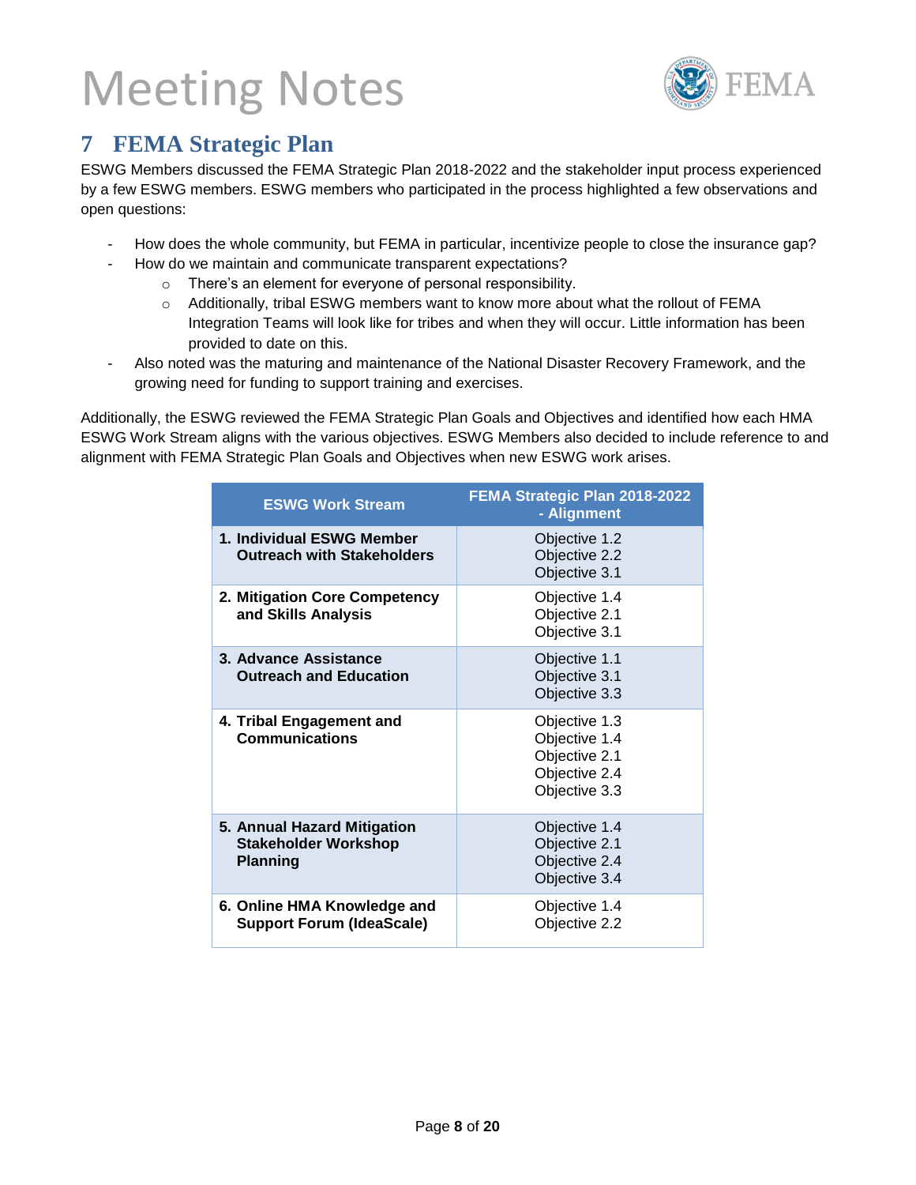## 7 FEMA Strategic Plan

ESWG Members discussed the FEMA Strategic Plan 2018-2022 and the stakeholder input process experienced by a few ESWG members. ESWG members who participated in the process highlighted a few observations and open questions:

- How does the whole community, but FEMA in particular, incentivize people to close the insurance gap?
- How do we maintain and communicate transparent expectations?
    - There's an element for everyone of personal responsibility.
    - Additionally, tribal ESWG members want to know more about what the rollout of FEMA Integration Teams will look like for tribes and when they will occur. Little information has been provided to date on this.
- Also noted was the maturing and maintenance of the National Disaster Recovery Framework, and the growing need for funding to support training and exercises.

Additionally, the ESWG reviewed the FEMA Strategic Plan Goals and Objectives and identified how each HMA ESWG Work Stream aligns with the various objectives. ESWG Members also decided to include reference to and alignment with FEMA Strategic Plan Goals and Objectives when new ESWG work arises.

| ESWG Work Stream | FEMA Strategic Plan 2018-2022 - Alignment |
|---|---|
| **1. Individual ESWG Member Outreach with Stakeholders** | Objective 1.2<br>Objective 2.2<br>Objective 3.1 |
| **2. Mitigation Core Competency and Skills Analysis** | Objective 1.4<br>Objective 2.1<br>Objective 3.1 |
| **3. Advance Assistance Outreach and Education** | Objective 1.1<br>Objective 3.1<br>Objective 3.3 |
| **4. Tribal Engagement and Communications** | Objective 1.3<br>Objective 1.4<br>Objective 2.1<br>Objective 2.4<br>Objective 3.3 |
| **5. Annual Hazard Mitigation Stakeholder Workshop Planning** | Objective 1.4<br>Objective 2.1<br>Objective 2.4<br>Objective 3.4 |
| **6. Online HMA Knowledge and Support Forum (IdeaScale)** | Objective 1.4<br>Objective 2.2 |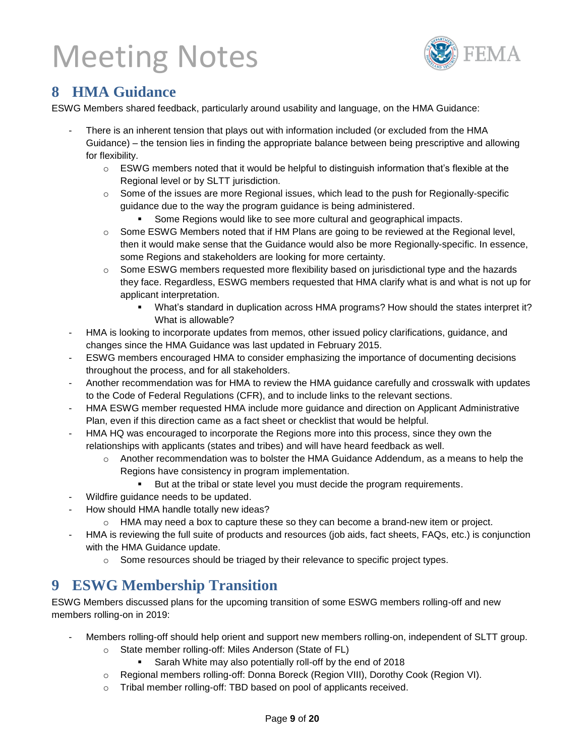## 8 HMA Guidance

ESWG Members shared feedback, particularly around usability and language, on the HMA Guidance:

- There is an inherent tension that plays out with information included (or excluded from the HMA Guidance) – the tension lies in finding the appropriate balance between being prescriptive and allowing for flexibility.
  - ESWG members noted that it would be helpful to distinguish information that's flexible at the Regional level or by SLTT jurisdiction.
  - Some of the issues are more Regional issues, which lead to the push for Regionally-specific guidance due to the way the program guidance is being administered.
    - Some Regions would like to see more cultural and geographical impacts.
  - Some ESWG Members noted that if HM Plans are going to be reviewed at the Regional level, then it would make sense that the Guidance would also be more Regionally-specific. In essence, some Regions and stakeholders are looking for more certainty.
  - Some ESWG members requested more flexibility based on jurisdictional type and the hazards they face. Regardless, ESWG members requested that HMA clarify what is and what is not up for applicant interpretation.
    - What's standard in duplication across HMA programs? How should the states interpret it? What is allowable?
- HMA is looking to incorporate updates from memos, other issued policy clarifications, guidance, and changes since the HMA Guidance was last updated in February 2015.
- ESWG members encouraged HMA to consider emphasizing the importance of documenting decisions throughout the process, and for all stakeholders.
- Another recommendation was for HMA to review the HMA guidance carefully and crosswalk with updates to the Code of Federal Regulations (CFR), and to include links to the relevant sections.
- HMA ESWG member requested HMA include more guidance and direction on Applicant Administrative Plan, even if this direction came as a fact sheet or checklist that would be helpful.
- HMA HQ was encouraged to incorporate the Regions more into this process, since they own the relationships with applicants (states and tribes) and will have heard feedback as well.
  - Another recommendation was to bolster the HMA Guidance Addendum, as a means to help the Regions have consistency in program implementation.
    - But at the tribal or state level you must decide the program requirements.
- Wildfire guidance needs to be updated.
- How should HMA handle totally new ideas?
  - HMA may need a box to capture these so they can become a brand-new item or project.
- HMA is reviewing the full suite of products and resources (job aids, fact sheets, FAQs, etc.) is conjunction with the HMA Guidance update.
  - Some resources should be triaged by their relevance to specific project types.

## 9 ESWG Membership Transition

ESWG Members discussed plans for the upcoming transition of some ESWG members rolling-off and new members rolling-on in 2019:

- Members rolling-off should help orient and support new members rolling-on, independent of SLTT group.
  - State member rolling-off: Miles Anderson (State of FL)
    - Sarah White may also potentially roll-off by the end of 2018
  - Regional members rolling-off: Donna Boreck (Region VIII), Dorothy Cook (Region VI).
  - Tribal member rolling-off: TBD based on pool of applicants received.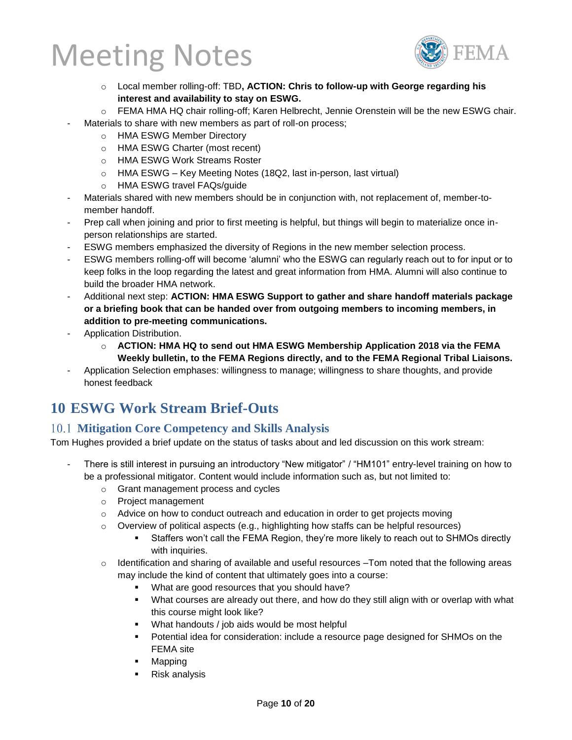- Local member rolling-off: TBD**, ACTION: Chris to follow-up with George regarding his interest and availability to stay on ESWG.**
  - FEMA HMA HQ chair rolling-off; Karen Helbrecht, Jennie Orenstein will be the new ESWG chair.
- Materials to share with new members as part of roll-on process;
  - HMA ESWG Member Directory
  - HMA ESWG Charter (most recent)
  - HMA ESWG Work Streams Roster
  - HMA ESWG – Key Meeting Notes (18Q2, last in-person, last virtual)
  - HMA ESWG travel FAQs/guide
- Materials shared with new members should be in conjunction with, not replacement of, member-to-member handoff.
- Prep call when joining and prior to first meeting is helpful, but things will begin to materialize once in-person relationships are started.
- ESWG members emphasized the diversity of Regions in the new member selection process.
- ESWG members rolling-off will become 'alumni' who the ESWG can regularly reach out to for input or to keep folks in the loop regarding the latest and great information from HMA. Alumni will also continue to build the broader HMA network.
- Additional next step: **ACTION: HMA ESWG Support to gather and share handoff materials package or a briefing book that can be handed over from outgoing members to incoming members, in addition to pre-meeting communications.**
- Application Distribution.
  - **ACTION: HMA HQ to send out HMA ESWG Membership Application 2018 via the FEMA Weekly bulletin, to the FEMA Regions directly, and to the FEMA Regional Tribal Liaisons.**
- Application Selection emphases: willingness to manage; willingness to share thoughts, and provide honest feedback

# 10 ESWG Work Stream Brief-Outs

## 10.1 Mitigation Core Competency and Skills Analysis

Tom Hughes provided a brief update on the status of tasks about and led discussion on this work stream:

- There is still interest in pursuing an introductory "New mitigator" / "HM101" entry-level training on how to be a professional mitigator. Content would include information such as, but not limited to:
  - Grant management process and cycles
  - Project management
  - Advice on how to conduct outreach and education in order to get projects moving
  - Overview of political aspects (e.g., highlighting how staffs can be helpful resources)
    - Staffers won't call the FEMA Region, they're more likely to reach out to SHMOs directly with inquiries.
  - Identification and sharing of available and useful resources –Tom noted that the following areas may include the kind of content that ultimately goes into a course:
    - What are good resources that you should have?
    - What courses are already out there, and how do they still align with or overlap with what this course might look like?
    - What handouts / job aids would be most helpful
    - Potential idea for consideration: include a resource page designed for SHMOs on the FEMA site
    - Mapping
    - Risk analysis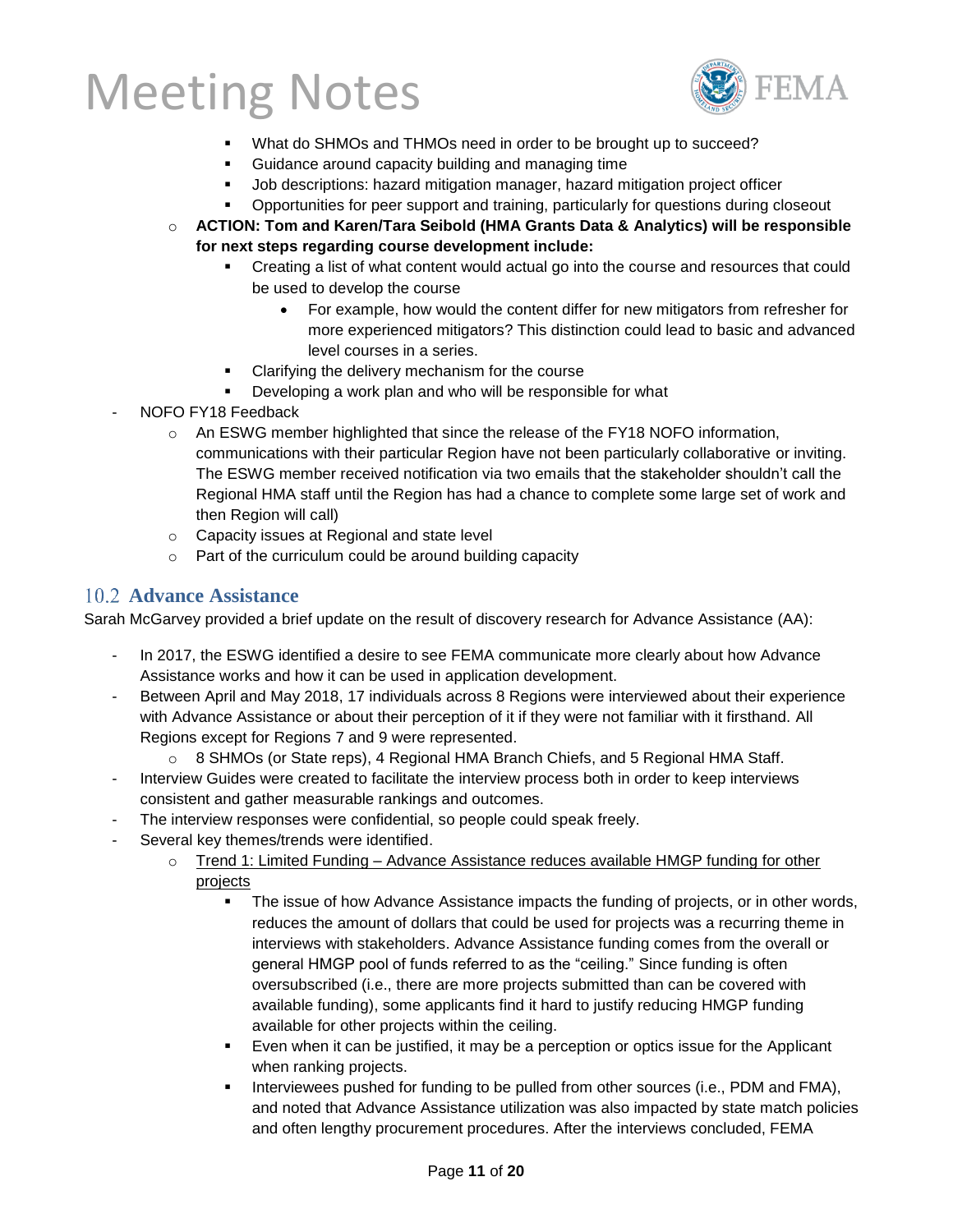- What do SHMOs and THMOs need in order to be brought up to succeed?
    - Guidance around capacity building and managing time
    - Job descriptions: hazard mitigation manager, hazard mitigation project officer
    - Opportunities for peer support and training, particularly for questions during closeout
  - **ACTION: Tom and Karen/Tara Seibold (HMA Grants Data & Analytics) will be responsible for next steps regarding course development include:**
    - Creating a list of what content would actual go into the course and resources that could be used to develop the course
      - For example, how would the content differ for new mitigators from refresher for more experienced mitigators? This distinction could lead to basic and advanced level courses in a series.
    - Clarifying the delivery mechanism for the course
    - Developing a work plan and who will be responsible for what
- NOFO FY18 Feedback
  - An ESWG member highlighted that since the release of the FY18 NOFO information, communications with their particular Region have not been particularly collaborative or inviting. The ESWG member received notification via two emails that the stakeholder shouldn't call the Regional HMA staff until the Region has had a chance to complete some large set of work and then Region will call)
  - Capacity issues at Regional and state level
  - Part of the curriculum could be around building capacity

## 10.2 Advance Assistance

Sarah McGarvey provided a brief update on the result of discovery research for Advance Assistance (AA):

- In 2017, the ESWG identified a desire to see FEMA communicate more clearly about how Advance Assistance works and how it can be used in application development.
- Between April and May 2018, 17 individuals across 8 Regions were interviewed about their experience with Advance Assistance or about their perception of it if they were not familiar with it firsthand. All Regions except for Regions 7 and 9 were represented.
  - 8 SHMOs (or State reps), 4 Regional HMA Branch Chiefs, and 5 Regional HMA Staff.
- Interview Guides were created to facilitate the interview process both in order to keep interviews consistent and gather measurable rankings and outcomes.
- The interview responses were confidential, so people could speak freely.
- Several key themes/trends were identified.
  - <u>Trend 1: Limited Funding – Advance Assistance reduces available HMGP funding for other projects</u>
    - The issue of how Advance Assistance impacts the funding of projects, or in other words, reduces the amount of dollars that could be used for projects was a recurring theme in interviews with stakeholders. Advance Assistance funding comes from the overall or general HMGP pool of funds referred to as the "ceiling." Since funding is often oversubscribed (i.e., there are more projects submitted than can be covered with available funding), some applicants find it hard to justify reducing HMGP funding available for other projects within the ceiling.
    - Even when it can be justified, it may be a perception or optics issue for the Applicant when ranking projects.
    - Interviewees pushed for funding to be pulled from other sources (i.e., PDM and FMA), and noted that Advance Assistance utilization was also impacted by state match policies and often lengthy procurement procedures. After the interviews concluded, FEMA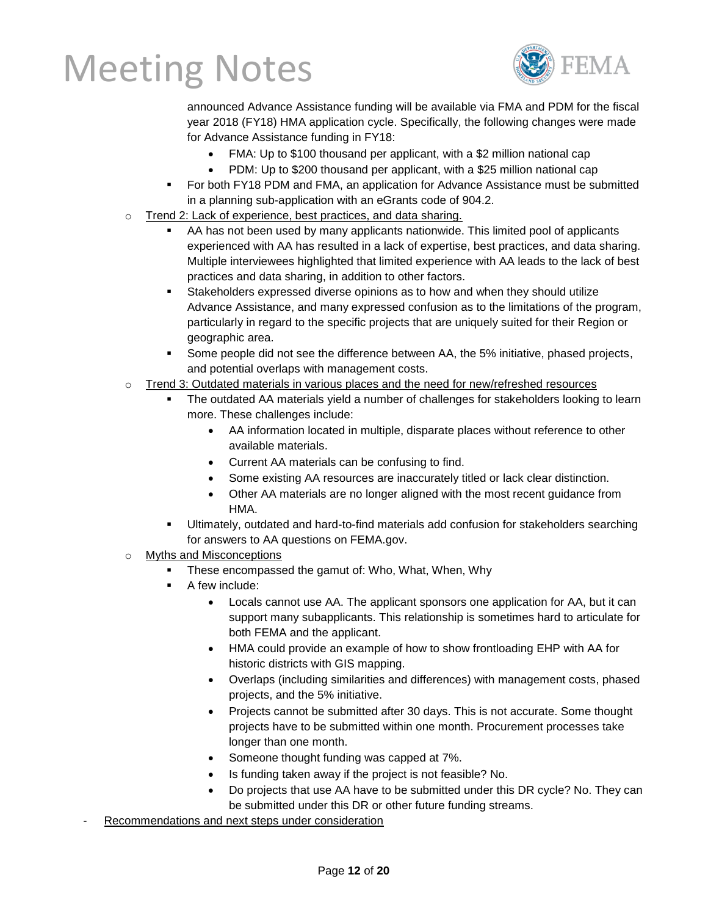announced Advance Assistance funding will be available via FMA and PDM for the fiscal year 2018 (FY18) HMA application cycle. Specifically, the following changes were made for Advance Assistance funding in FY18:

- FMA: Up to $100 thousand per applicant, with a $2 million national cap
- PDM: Up to $200 thousand per applicant, with a $25 million national cap

- For both FY18 PDM and FMA, an application for Advance Assistance must be submitted in a planning sub-application with an eGrants code of 904.2.

- Trend 2: Lack of experience, best practices, and data sharing.
  - AA has not been used by many applicants nationwide. This limited pool of applicants experienced with AA has resulted in a lack of expertise, best practices, and data sharing. Multiple interviewees highlighted that limited experience with AA leads to the lack of best practices and data sharing, in addition to other factors.
  - Stakeholders expressed diverse opinions as to how and when they should utilize Advance Assistance, and many expressed confusion as to the limitations of the program, particularly in regard to the specific projects that are uniquely suited for their Region or geographic area.
  - Some people did not see the difference between AA, the 5% initiative, phased projects, and potential overlaps with management costs.
- Trend 3: Outdated materials in various places and the need for new/refreshed resources
  - The outdated AA materials yield a number of challenges for stakeholders looking to learn more. These challenges include:
    - AA information located in multiple, disparate places without reference to other available materials.
    - Current AA materials can be confusing to find.
    - Some existing AA resources are inaccurately titled or lack clear distinction.
    - Other AA materials are no longer aligned with the most recent guidance from HMA.
  - Ultimately, outdated and hard-to-find materials add confusion for stakeholders searching for answers to AA questions on FEMA.gov.
- Myths and Misconceptions
  - These encompassed the gamut of: Who, What, When, Why
  - A few include:
    - Locals cannot use AA. The applicant sponsors one application for AA, but it can support many subapplicants. This relationship is sometimes hard to articulate for both FEMA and the applicant.
    - HMA could provide an example of how to show frontloading EHP with AA for historic districts with GIS mapping.
    - Overlaps (including similarities and differences) with management costs, phased projects, and the 5% initiative.
    - Projects cannot be submitted after 30 days. This is not accurate. Some thought projects have to be submitted within one month. Procurement processes take longer than one month.
    - Someone thought funding was capped at 7%.
    - Is funding taken away if the project is not feasible? No.
    - Do projects that use AA have to be submitted under this DR cycle? No. They can be submitted under this DR or other future funding streams.

- Recommendations and next steps under consideration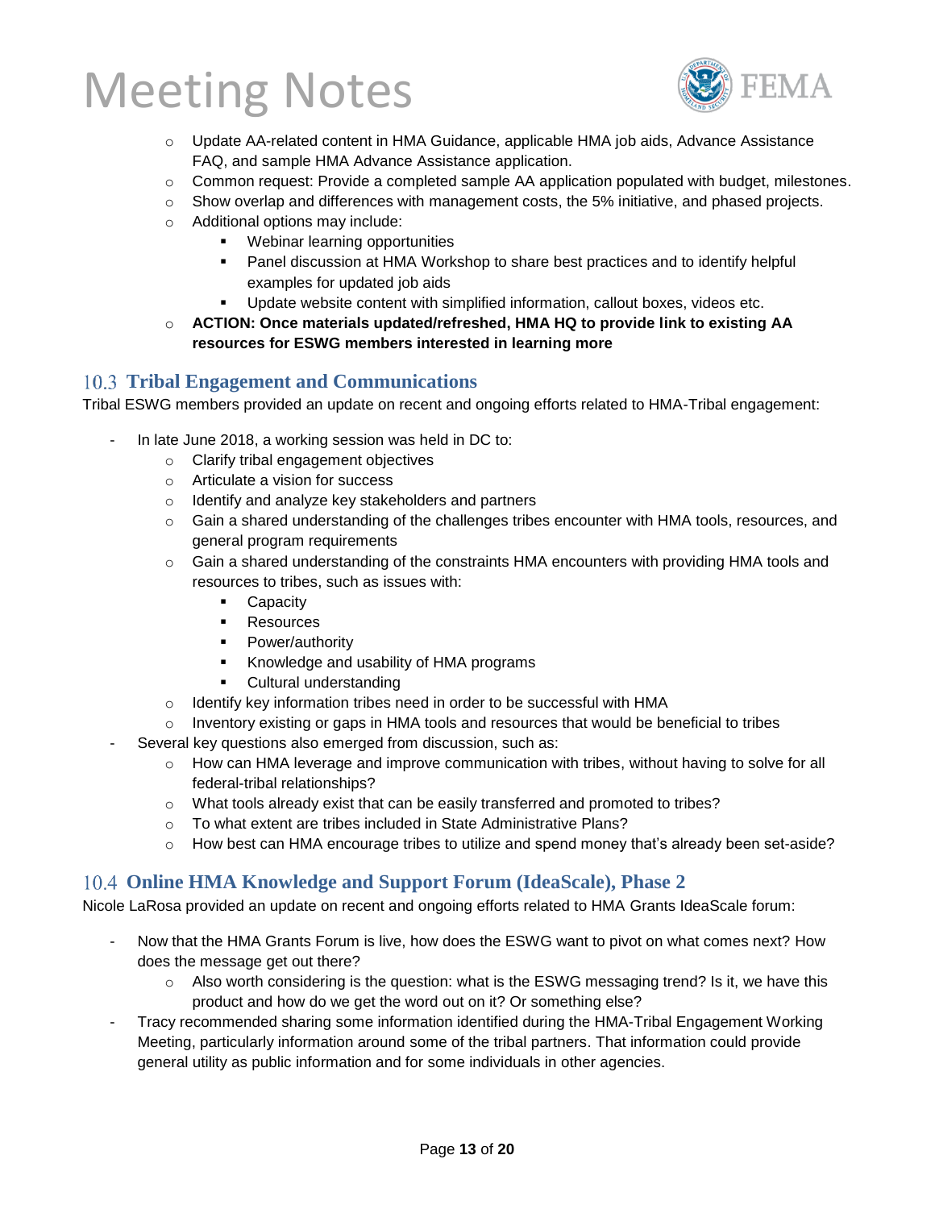- Update AA-related content in HMA Guidance, applicable HMA job aids, Advance Assistance FAQ, and sample HMA Advance Assistance application.
- Common request: Provide a completed sample AA application populated with budget, milestones.
- Show overlap and differences with management costs, the 5% initiative, and phased projects.
- Additional options may include:
  - Webinar learning opportunities
  - Panel discussion at HMA Workshop to share best practices and to identify helpful examples for updated job aids
  - Update website content with simplified information, callout boxes, videos etc.
- **ACTION: Once materials updated/refreshed, HMA HQ to provide link to existing AA resources for ESWG members interested in learning more**

## 10.3 Tribal Engagement and Communications

Tribal ESWG members provided an update on recent and ongoing efforts related to HMA-Tribal engagement:

- In late June 2018, a working session was held in DC to:
  - Clarify tribal engagement objectives
  - Articulate a vision for success
  - Identify and analyze key stakeholders and partners
  - Gain a shared understanding of the challenges tribes encounter with HMA tools, resources, and general program requirements
  - Gain a shared understanding of the constraints HMA encounters with providing HMA tools and resources to tribes, such as issues with:
    - Capacity
    - Resources
    - Power/authority
    - Knowledge and usability of HMA programs
    - Cultural understanding
  - Identify key information tribes need in order to be successful with HMA
  - Inventory existing or gaps in HMA tools and resources that would be beneficial to tribes
- Several key questions also emerged from discussion, such as:
  - How can HMA leverage and improve communication with tribes, without having to solve for all federal-tribal relationships?
  - What tools already exist that can be easily transferred and promoted to tribes?
  - To what extent are tribes included in State Administrative Plans?
  - How best can HMA encourage tribes to utilize and spend money that's already been set-aside?

## 10.4 Online HMA Knowledge and Support Forum (IdeaScale), Phase 2

Nicole LaRosa provided an update on recent and ongoing efforts related to HMA Grants IdeaScale forum:

- Now that the HMA Grants Forum is live, how does the ESWG want to pivot on what comes next? How does the message get out there?
  - Also worth considering is the question: what is the ESWG messaging trend? Is it, we have this product and how do we get the word out on it? Or something else?
- Tracy recommended sharing some information identified during the HMA-Tribal Engagement Working Meeting, particularly information around some of the tribal partners. That information could provide general utility as public information and for some individuals in other agencies.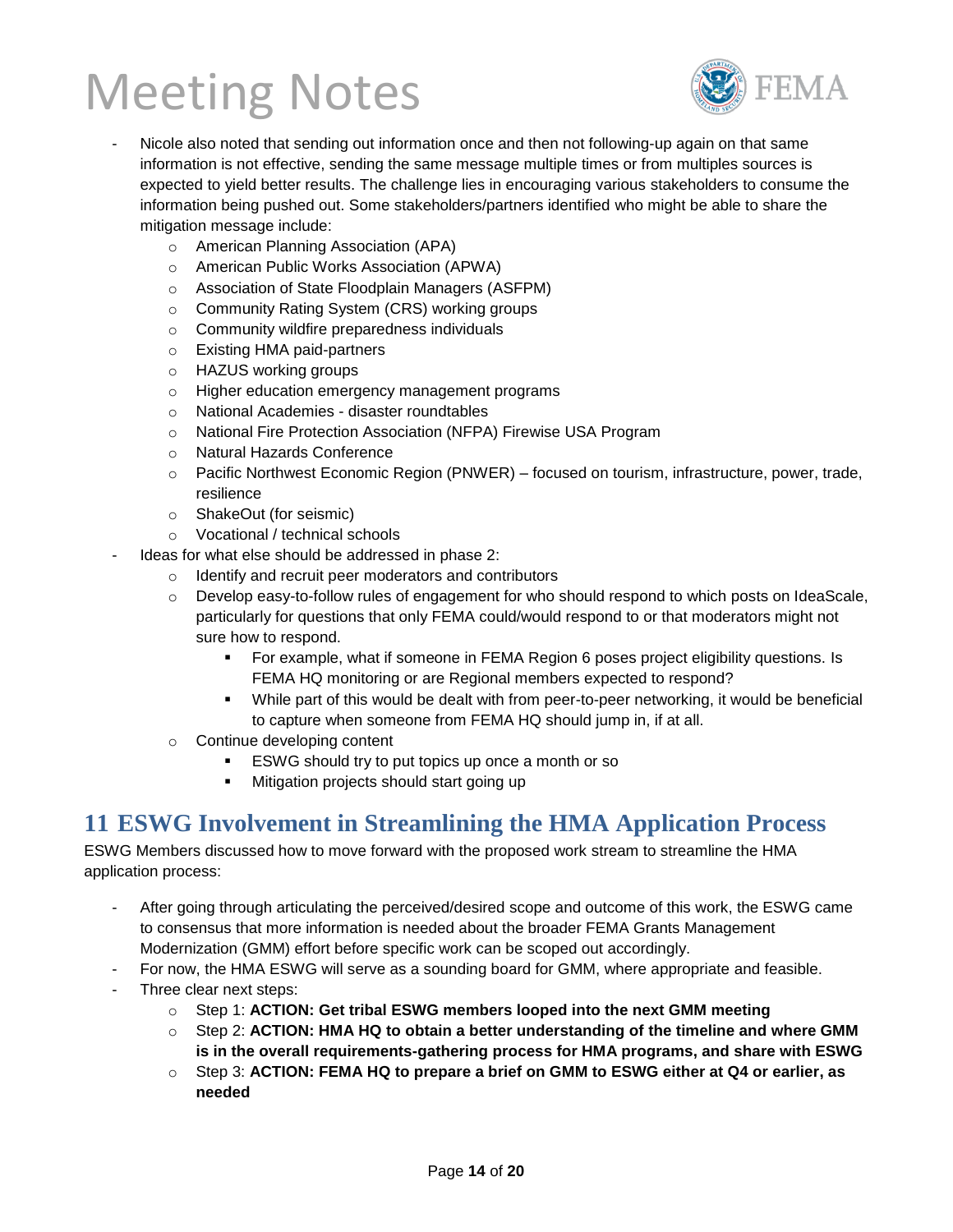- Nicole also noted that sending out information once and then not following-up again on that same information is not effective, sending the same message multiple times or from multiples sources is expected to yield better results. The challenge lies in encouraging various stakeholders to consume the information being pushed out. Some stakeholders/partners identified who might be able to share the mitigation message include:
  - American Planning Association (APA)
  - American Public Works Association (APWA)
  - Association of State Floodplain Managers (ASFPM)
  - Community Rating System (CRS) working groups
  - Community wildfire preparedness individuals
  - Existing HMA paid-partners
  - HAZUS working groups
  - Higher education emergency management programs
  - National Academies - disaster roundtables
  - National Fire Protection Association (NFPA) Firewise USA Program
  - Natural Hazards Conference
  - Pacific Northwest Economic Region (PNWER) – focused on tourism, infrastructure, power, trade, resilience
  - ShakeOut (for seismic)
  - Vocational / technical schools
- Ideas for what else should be addressed in phase 2:
  - Identify and recruit peer moderators and contributors
  - Develop easy-to-follow rules of engagement for who should respond to which posts on IdeaScale, particularly for questions that only FEMA could/would respond to or that moderators might not sure how to respond.
    - For example, what if someone in FEMA Region 6 poses project eligibility questions. Is FEMA HQ monitoring or are Regional members expected to respond?
    - While part of this would be dealt with from peer-to-peer networking, it would be beneficial to capture when someone from FEMA HQ should jump in, if at all.
  - Continue developing content
    - ESWG should try to put topics up once a month or so
    - Mitigation projects should start going up

# 11 ESWG Involvement in Streamlining the HMA Application Process

ESWG Members discussed how to move forward with the proposed work stream to streamline the HMA application process:

- After going through articulating the perceived/desired scope and outcome of this work, the ESWG came to consensus that more information is needed about the broader FEMA Grants Management Modernization (GMM) effort before specific work can be scoped out accordingly.
- For now, the HMA ESWG will serve as a sounding board for GMM, where appropriate and feasible.
- Three clear next steps:
  - Step 1: **ACTION: Get tribal ESWG members looped into the next GMM meeting**
  - Step 2: **ACTION: HMA HQ to obtain a better understanding of the timeline and where GMM is in the overall requirements-gathering process for HMA programs, and share with ESWG**
  - Step 3: **ACTION: FEMA HQ to prepare a brief on GMM to ESWG either at Q4 or earlier, as needed**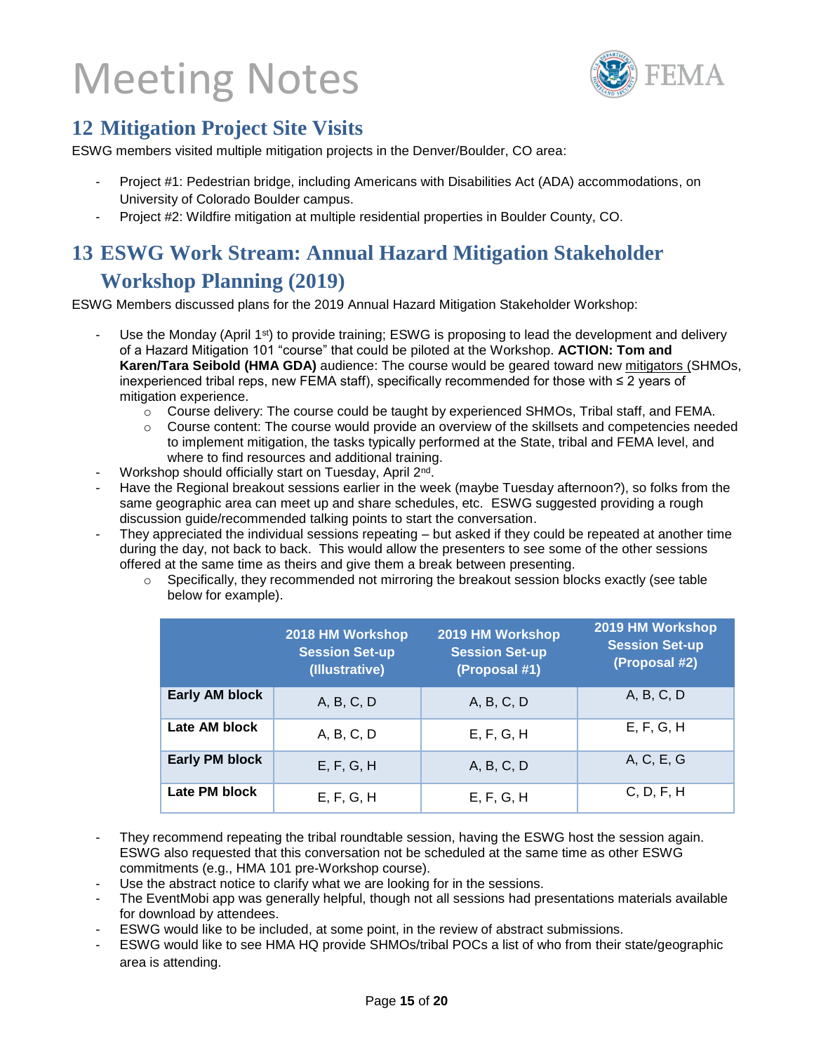# Meeting Notes

## 12 Mitigation Project Site Visits

ESWG members visited multiple mitigation projects in the Denver/Boulder, CO area:

- Project #1: Pedestrian bridge, including Americans with Disabilities Act (ADA) accommodations, on University of Colorado Boulder campus.
- Project #2: Wildfire mitigation at multiple residential properties in Boulder County, CO.

## 13 ESWG Work Stream: Annual Hazard Mitigation Stakeholder Workshop Planning (2019)

ESWG Members discussed plans for the 2019 Annual Hazard Mitigation Stakeholder Workshop:

- Use the Monday (April 1st) to provide training; ESWG is proposing to lead the development and delivery of a Hazard Mitigation 101 "course" that could be piloted at the Workshop. **ACTION: Tom and Karen/Tara Seibold (HMA GDA)** audience: The course would be geared toward new mitigators (SHMOs, inexperienced tribal reps, new FEMA staff), specifically recommended for those with ≤ 2 years of mitigation experience.
    - Course delivery: The course could be taught by experienced SHMOs, Tribal staff, and FEMA.
    - Course content: The course would provide an overview of the skillsets and competencies needed to implement mitigation, the tasks typically performed at the State, tribal and FEMA level, and where to find resources and additional training.
- Workshop should officially start on Tuesday, April 2nd.
- Have the Regional breakout sessions earlier in the week (maybe Tuesday afternoon?), so folks from the same geographic area can meet up and share schedules, etc. ESWG suggested providing a rough discussion guide/recommended talking points to start the conversation.
- They appreciated the individual sessions repeating – but asked if they could be repeated at another time during the day, not back to back. This would allow the presenters to see some of the other sessions offered at the same time as theirs and give them a break between presenting.
    - Specifically, they recommended not mirroring the breakout session blocks exactly (see table below for example).

| | 2018 HM Workshop Session Set-up (Illustrative) | 2019 HM Workshop Session Set-up (Proposal #1) | 2019 HM Workshop Session Set-up (Proposal #2) |
|---|---|---|---|
| **Early AM block** | A, B, C, D | A, B, C, D | A, B, C, D |
| **Late AM block** | A, B, C, D | E, F, G, H | E, F, G, H |
| **Early PM block** | E, F, G, H | A, B, C, D | A, C, E, G |
| **Late PM block** | E, F, G, H | E, F, G, H | C, D, F, H |

- They recommend repeating the tribal roundtable session, having the ESWG host the session again. ESWG also requested that this conversation not be scheduled at the same time as other ESWG commitments (e.g., HMA 101 pre-Workshop course).
- Use the abstract notice to clarify what we are looking for in the sessions.
- The EventMobi app was generally helpful, though not all sessions had presentations materials available for download by attendees.
- ESWG would like to be included, at some point, in the review of abstract submissions.
- ESWG would like to see HMA HQ provide SHMOs/tribal POCs a list of who from their state/geographic area is attending.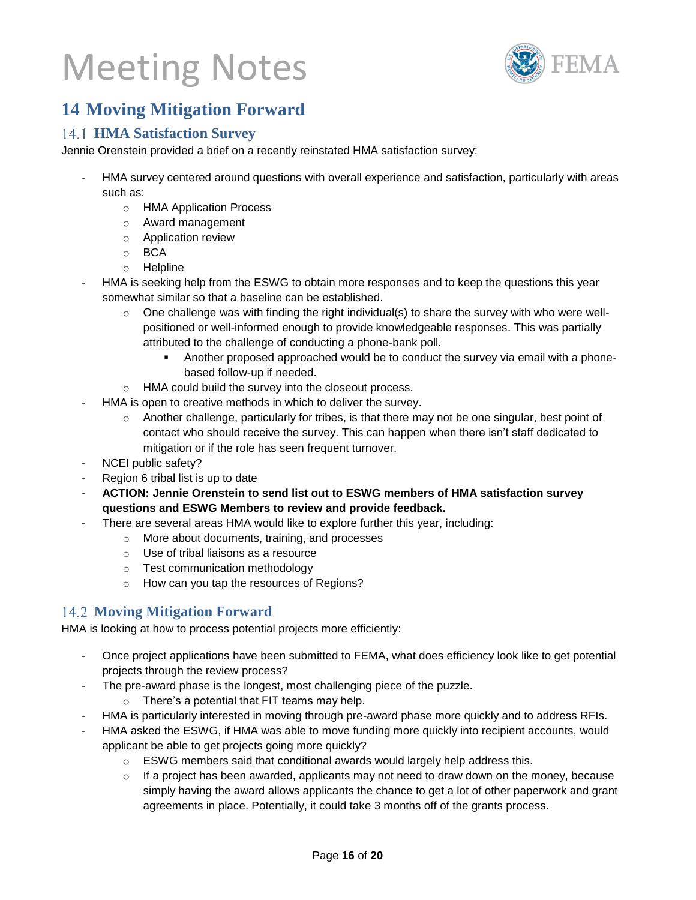## 14 Moving Mitigation Forward

### 14.1 HMA Satisfaction Survey

Jennie Orenstein provided a brief on a recently reinstated HMA satisfaction survey:

- HMA survey centered around questions with overall experience and satisfaction, particularly with areas such as:
  - HMA Application Process
  - Award management
  - Application review
  - BCA
  - Helpline
- HMA is seeking help from the ESWG to obtain more responses and to keep the questions this year somewhat similar so that a baseline can be established.
  - One challenge was with finding the right individual(s) to share the survey with who were well-positioned or well-informed enough to provide knowledgeable responses. This was partially attributed to the challenge of conducting a phone-bank poll.
    - Another proposed approached would be to conduct the survey via email with a phone-based follow-up if needed.
  - HMA could build the survey into the closeout process.
- HMA is open to creative methods in which to deliver the survey.
  - Another challenge, particularly for tribes, is that there may not be one singular, best point of contact who should receive the survey. This can happen when there isn't staff dedicated to mitigation or if the role has seen frequent turnover.
- NCEI public safety?
- Region 6 tribal list is up to date
- **ACTION: Jennie Orenstein to send list out to ESWG members of HMA satisfaction survey questions and ESWG Members to review and provide feedback.**
- There are several areas HMA would like to explore further this year, including:
  - More about documents, training, and processes
  - Use of tribal liaisons as a resource
  - Test communication methodology
  - How can you tap the resources of Regions?

### 14.2 Moving Mitigation Forward

HMA is looking at how to process potential projects more efficiently:

- Once project applications have been submitted to FEMA, what does efficiency look like to get potential projects through the review process?
- The pre-award phase is the longest, most challenging piece of the puzzle.
  - There's a potential that FIT teams may help.
- HMA is particularly interested in moving through pre-award phase more quickly and to address RFIs.
- HMA asked the ESWG, if HMA was able to move funding more quickly into recipient accounts, would applicant be able to get projects going more quickly?
  - ESWG members said that conditional awards would largely help address this.
  - If a project has been awarded, applicants may not need to draw down on the money, because simply having the award allows applicants the chance to get a lot of other paperwork and grant agreements in place. Potentially, it could take 3 months off of the grants process.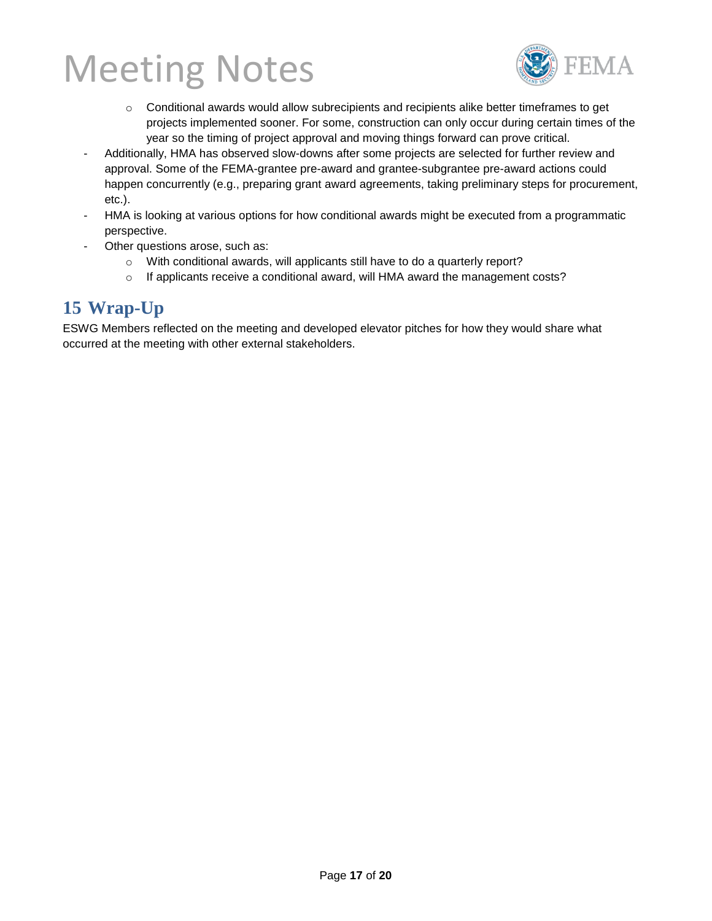- Conditional awards would allow subrecipients and recipients alike better timeframes to get projects implemented sooner. For some, construction can only occur during certain times of the year so the timing of project approval and moving things forward can prove critical.
- Additionally, HMA has observed slow-downs after some projects are selected for further review and approval. Some of the FEMA-grantee pre-award and grantee-subgrantee pre-award actions could happen concurrently (e.g., preparing grant award agreements, taking preliminary steps for procurement, etc.).
- HMA is looking at various options for how conditional awards might be executed from a programmatic perspective.
- Other questions arose, such as:
  - With conditional awards, will applicants still have to do a quarterly report?
  - If applicants receive a conditional award, will HMA award the management costs?

# 15 Wrap-Up

ESWG Members reflected on the meeting and developed elevator pitches for how they would share what occurred at the meeting with other external stakeholders.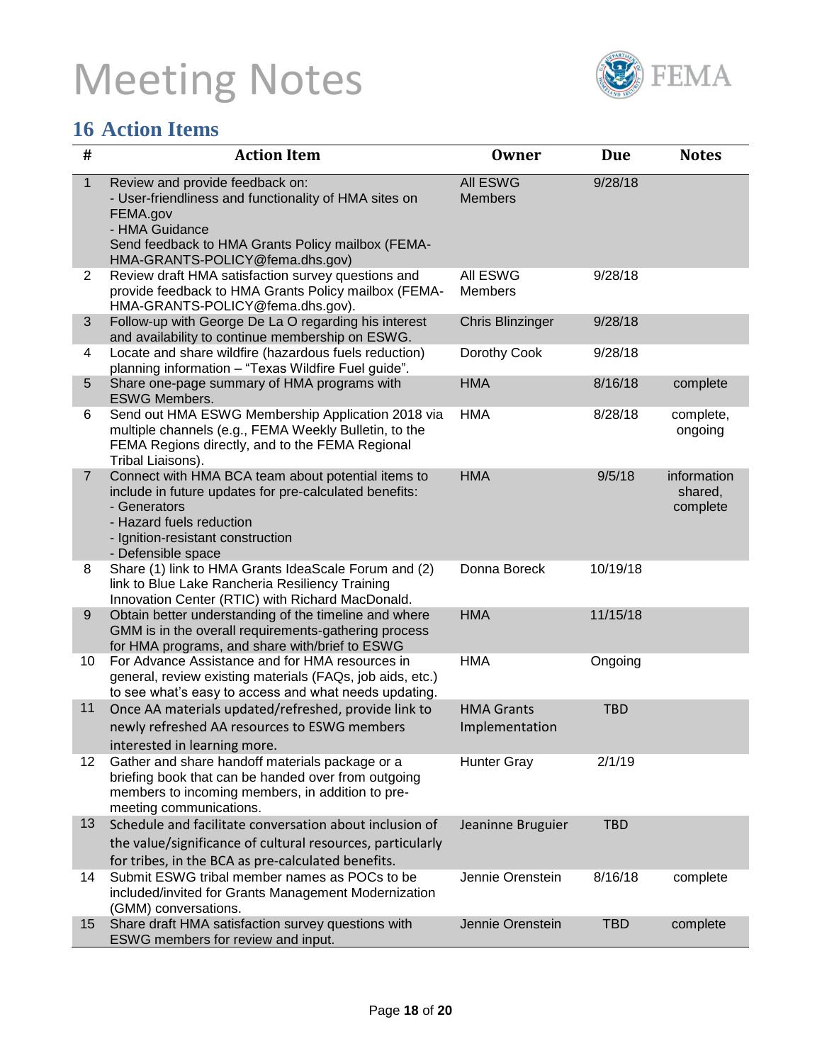# Meeting Notes

## 16 Action Items

| # | Action Item | Owner | Due | Notes |
|---|---|---|---|---|
| 1 | Review and provide feedback on:<br>- User-friendliness and functionality of HMA sites on FEMA.gov<br>- HMA Guidance<br>Send feedback to HMA Grants Policy mailbox (FEMA-HMA-GRANTS-POLICY@fema.dhs.gov) | All ESWG Members | 9/28/18 | |
| 2 | Review draft HMA satisfaction survey questions and provide feedback to HMA Grants Policy mailbox (FEMA-HMA-GRANTS-POLICY@fema.dhs.gov). | All ESWG Members | 9/28/18 | |
| 3 | Follow-up with George De La O regarding his interest and availability to continue membership on ESWG. | Chris Blinzinger | 9/28/18 | |
| 4 | Locate and share wildfire (hazardous fuels reduction) planning information – "Texas Wildfire Fuel guide". | Dorothy Cook | 9/28/18 | |
| 5 | Share one-page summary of HMA programs with ESWG Members. | HMA | 8/16/18 | complete |
| 6 | Send out HMA ESWG Membership Application 2018 via multiple channels (e.g., FEMA Weekly Bulletin, to the FEMA Regions directly, and to the FEMA Regional Tribal Liaisons). | HMA | 8/28/18 | complete, ongoing |
| 7 | Connect with HMA BCA team about potential items to include in future updates for pre-calculated benefits:<br>- Generators<br>- Hazard fuels reduction<br>- Ignition-resistant construction<br>- Defensible space | HMA | 9/5/18 | information shared, complete |
| 8 | Share (1) link to HMA Grants IdeaScale Forum and (2) link to Blue Lake Rancheria Resiliency Training Innovation Center (RTIC) with Richard MacDonald. | Donna Boreck | 10/19/18 | |
| 9 | Obtain better understanding of the timeline and where GMM is in the overall requirements-gathering process for HMA programs, and share with/brief to ESWG | HMA | 11/15/18 | |
| 10 | For Advance Assistance and for HMA resources in general, review existing materials (FAQs, job aids, etc.) to see what's easy to access and what needs updating. | HMA | Ongoing | |
| 11 | Once AA materials updated/refreshed, provide link to newly refreshed AA resources to ESWG members interested in learning more. | HMA Grants Implementation | TBD | |
| 12 | Gather and share handoff materials package or a briefing book that can be handed over from outgoing members to incoming members, in addition to pre-meeting communications. | Hunter Gray | 2/1/19 | |
| 13 | Schedule and facilitate conversation about inclusion of the value/significance of cultural resources, particularly for tribes, in the BCA as pre-calculated benefits. | Jeaninne Bruguier | TBD | |
| 14 | Submit ESWG tribal member names as POCs to be included/invited for Grants Management Modernization (GMM) conversations. | Jennie Orenstein | 8/16/18 | complete |
| 15 | Share draft HMA satisfaction survey questions with ESWG members for review and input. | Jennie Orenstein | TBD | complete |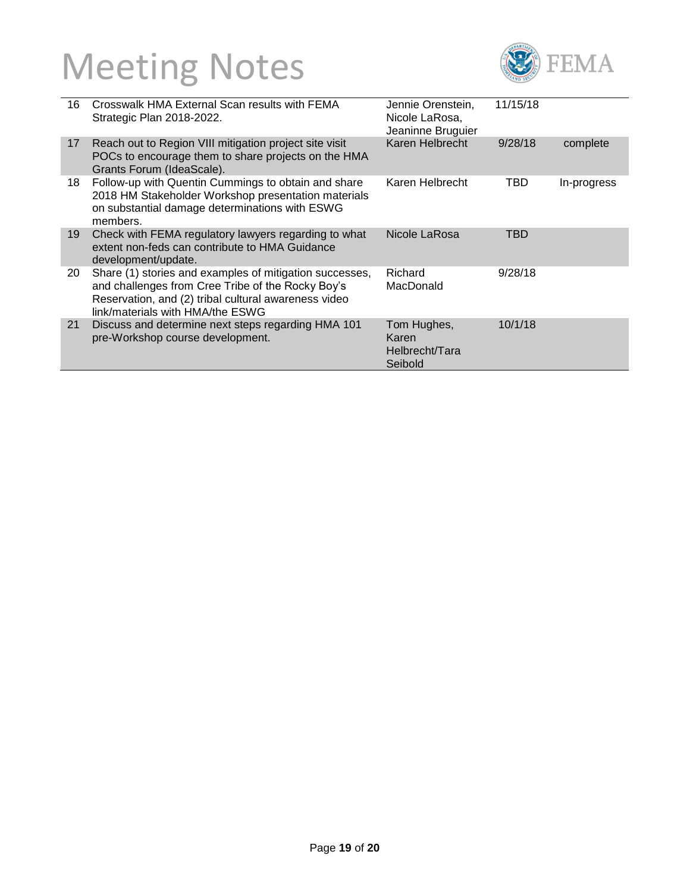| 16 | Crosswalk HMA External Scan results with FEMA Strategic Plan 2018-2022. | Jennie Orenstein, Nicole LaRosa, Jeaninne Bruguier | 11/15/18 | |
|---|---|---|---|---|
| 17 | Reach out to Region VIII mitigation project site visit POCs to encourage them to share projects on the HMA Grants Forum (IdeaScale). | Karen Helbrecht | 9/28/18 | complete |
| 18 | Follow-up with Quentin Cummings to obtain and share 2018 HM Stakeholder Workshop presentation materials on substantial damage determinations with ESWG members. | Karen Helbrecht | TBD | In-progress |
| 19 | Check with FEMA regulatory lawyers regarding to what extent non-feds can contribute to HMA Guidance development/update. | Nicole LaRosa | TBD | |
| 20 | Share (1) stories and examples of mitigation successes, and challenges from Cree Tribe of the Rocky Boy's Reservation, and (2) tribal cultural awareness video link/materials with HMA/the ESWG | Richard MacDonald | 9/28/18 | |
| 21 | Discuss and determine next steps regarding HMA 101 pre-Workshop course development. | Tom Hughes, Karen Helbrecht/Tara Seibold | 10/1/18 | |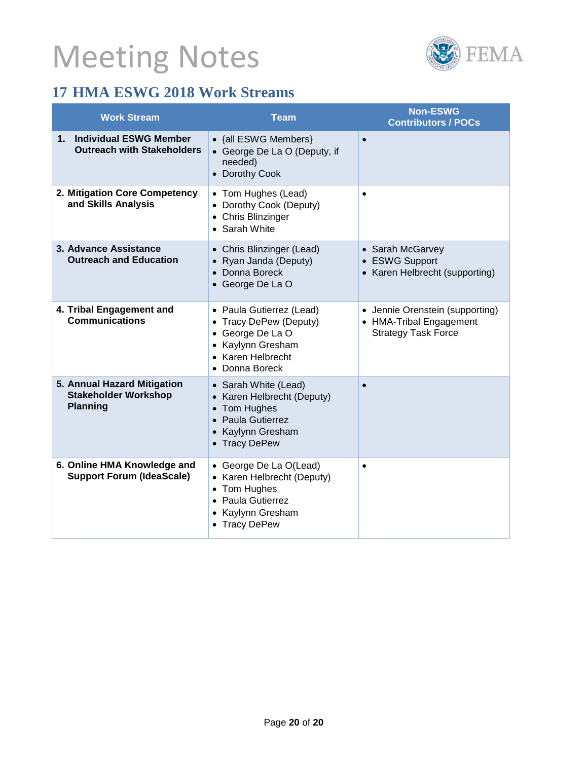# Meeting Notes

## 17 HMA ESWG 2018 Work Streams

| Work Stream | Team | Non-ESWG Contributors / POCs |
|---|---|---|
| **1. Individual ESWG Member Outreach with Stakeholders** | • {all ESWG Members}<br>• George De La O (Deputy, if needed)<br>• Dorothy Cook | • |
| **2. Mitigation Core Competency and Skills Analysis** | • Tom Hughes (Lead)<br>• Dorothy Cook (Deputy)<br>• Chris Blinzinger<br>• Sarah White | • |
| **3. Advance Assistance Outreach and Education** | • Chris Blinzinger (Lead)<br>• Ryan Janda (Deputy)<br>• Donna Boreck<br>• George De La O | • Sarah McGarvey<br>• ESWG Support<br>• Karen Helbrecht (supporting) |
| **4. Tribal Engagement and Communications** | • Paula Gutierrez (Lead)<br>• Tracy DePew (Deputy)<br>• George De La O<br>• Kaylynn Gresham<br>• Karen Helbrecht<br>• Donna Boreck | • Jennie Orenstein (supporting)<br>• HMA-Tribal Engagement Strategy Task Force |
| **5. Annual Hazard Mitigation Stakeholder Workshop Planning** | • Sarah White (Lead)<br>• Karen Helbrecht (Deputy)<br>• Tom Hughes<br>• Paula Gutierrez<br>• Kaylynn Gresham<br>• Tracy DePew | • |
| **6. Online HMA Knowledge and Support Forum (IdeaScale)** | • George De La O(Lead)<br>• Karen Helbrecht (Deputy)<br>• Tom Hughes<br>• Paula Gutierrez<br>• Kaylynn Gresham<br>• Tracy DePew | • |